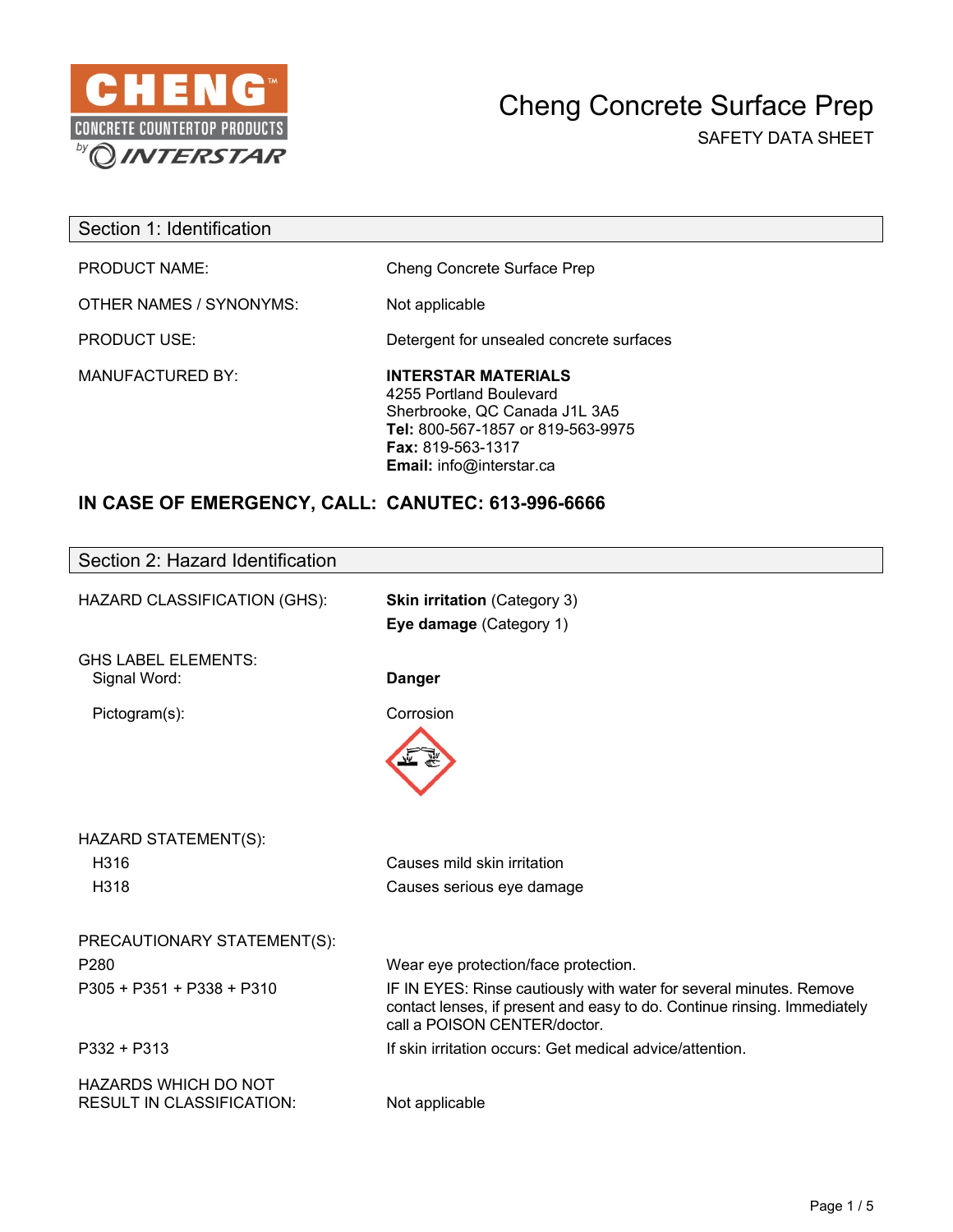CHENG™
CONCRETE COUNTERTOP PRODUCTS
by INTERSTAR

# Cheng Concrete Surface Prep

SAFETY DATA SHEET

## Section 1: Identification

| | |
|---|---|
| PRODUCT NAME: | Cheng Concrete Surface Prep |
| OTHER NAMES / SYNONYMS: | Not applicable |
| PRODUCT USE: | Detergent for unsealed concrete surfaces |
| MANUFACTURED BY: | **INTERSTAR MATERIALS**<br>4255 Portland Boulevard<br>Sherbrooke, QC Canada J1L 3A5<br>**Tel:** 800-567-1857 or 819-563-9975<br>**Fax:** 819-563-1317<br>**Email:** info@interstar.ca |

**IN CASE OF EMERGENCY, CALL: CANUTEC: 613-996-6666**

## Section 2: Hazard Identification

HAZARD CLASSIFICATION (GHS):

- **Skin irritation** (Category 3)
- **Eye damage** (Category 1)

GHS LABEL ELEMENTS:

Signal Word: **Danger**

Pictogram(s): Corrosion

HAZARD STATEMENT(S):

| | |
|---|---|
| H316 | Causes mild skin irritation |
| H318 | Causes serious eye damage |

PRECAUTIONARY STATEMENT(S):

| | |
|---|---|
| P280 | Wear eye protection/face protection. |
| P305 + P351 + P338 + P310 | IF IN EYES: Rinse cautiously with water for several minutes. Remove contact lenses, if present and easy to do. Continue rinsing. Immediately call a POISON CENTER/doctor. |
| P332 + P313 | If skin irritation occurs: Get medical advice/attention. |

HAZARDS WHICH DO NOT RESULT IN CLASSIFICATION: Not applicable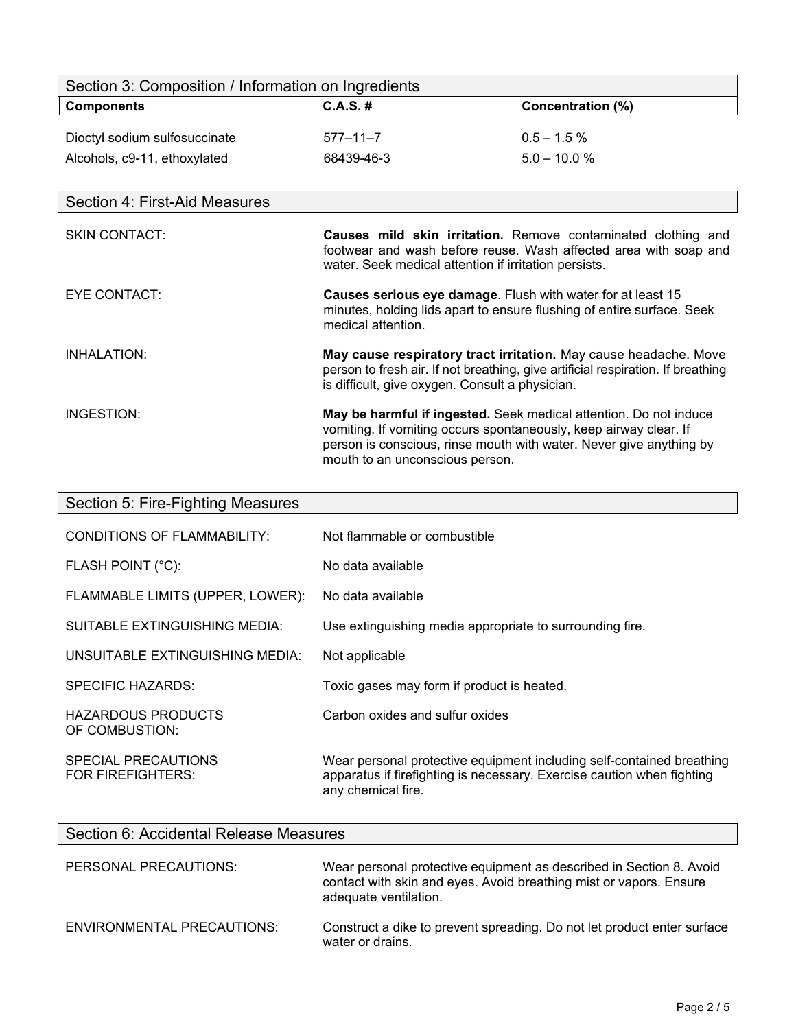## Section 3: Composition / Information on Ingredients

| Components | C.A.S. # | Concentration (%) |
|---|---|---|
| Dioctyl sodium sulfosuccinate | 577–11–7 | 0.5 – 1.5 % |
| Alcohols, c9-11, ethoxylated | 68439-46-3 | 5.0 – 10.0 % |

## Section 4: First-Aid Measures

SKIN CONTACT: **Causes mild skin irritation.** Remove contaminated clothing and footwear and wash before reuse. Wash affected area with soap and water. Seek medical attention if irritation persists.

EYE CONTACT: **Causes serious eye damage**. Flush with water for at least 15 minutes, holding lids apart to ensure flushing of entire surface. Seek medical attention.

INHALATION: **May cause respiratory tract irritation.** May cause headache. Move person to fresh air. If not breathing, give artificial respiration. If breathing is difficult, give oxygen. Consult a physician.

INGESTION: **May be harmful if ingested.** Seek medical attention. Do not induce vomiting. If vomiting occurs spontaneously, keep airway clear. If person is conscious, rinse mouth with water. Never give anything by mouth to an unconscious person.

## Section 5: Fire-Fighting Measures

CONDITIONS OF FLAMMABILITY: Not flammable or combustible

FLASH POINT (°C): No data available

FLAMMABLE LIMITS (UPPER, LOWER): No data available

SUITABLE EXTINGUISHING MEDIA: Use extinguishing media appropriate to surrounding fire.

UNSUITABLE EXTINGUISHING MEDIA: Not applicable

SPECIFIC HAZARDS: Toxic gases may form if product is heated.

HAZARDOUS PRODUCTS OF COMBUSTION: Carbon oxides and sulfur oxides

SPECIAL PRECAUTIONS FOR FIREFIGHTERS: Wear personal protective equipment including self-contained breathing apparatus if firefighting is necessary. Exercise caution when fighting any chemical fire.

## Section 6: Accidental Release Measures

PERSONAL PRECAUTIONS: Wear personal protective equipment as described in Section 8. Avoid contact with skin and eyes. Avoid breathing mist or vapors. Ensure adequate ventilation.

ENVIRONMENTAL PRECAUTIONS: Construct a dike to prevent spreading. Do not let product enter surface water or drains.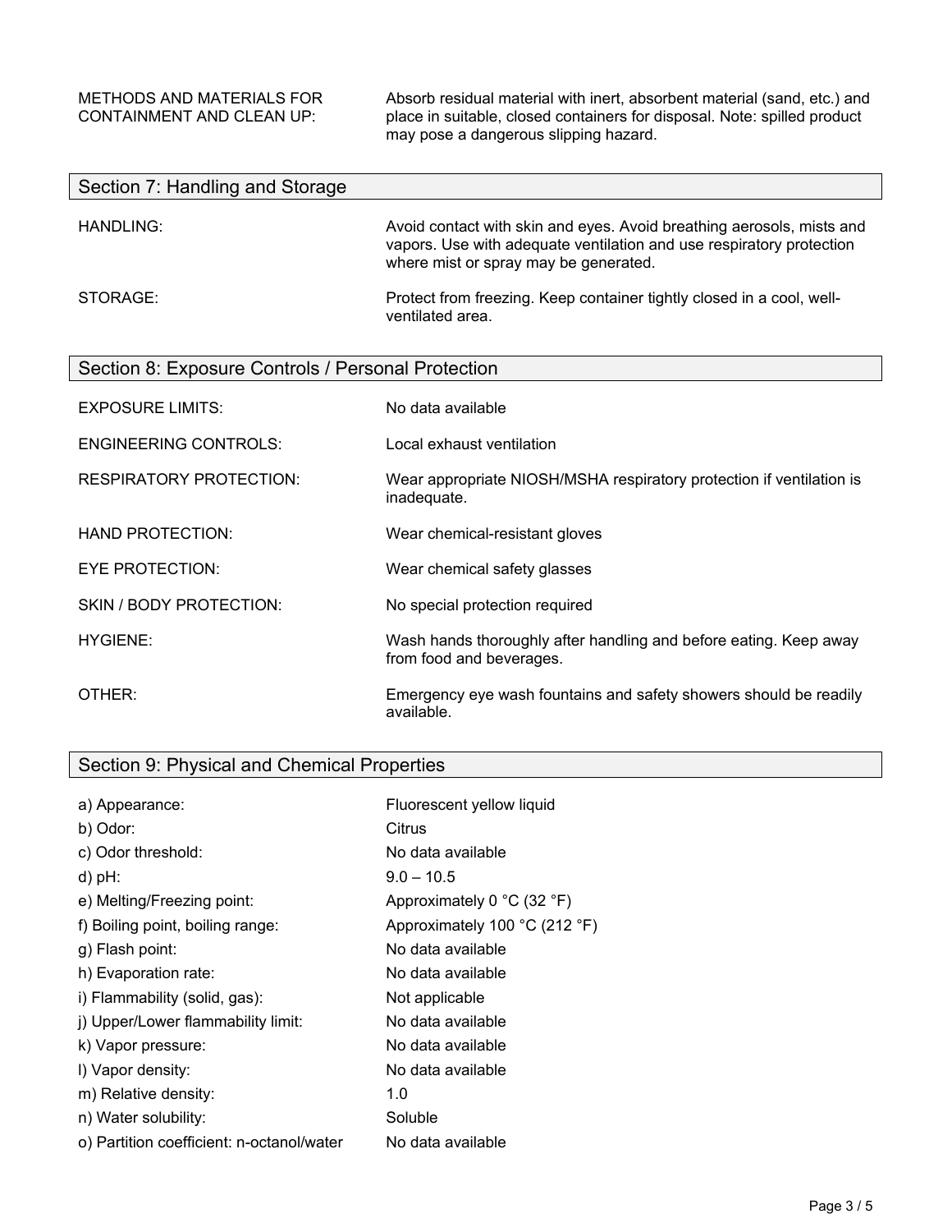| | |
|---|---|
| METHODS AND MATERIALS FOR CONTAINMENT AND CLEAN UP: | Absorb residual material with inert, absorbent material (sand, etc.) and place in suitable, closed containers for disposal. Note: spilled product may pose a dangerous slipping hazard. |

## Section 7: Handling and Storage

| | |
|---|---|
| HANDLING: | Avoid contact with skin and eyes. Avoid breathing aerosols, mists and vapors. Use with adequate ventilation and use respiratory protection where mist or spray may be generated. |
| STORAGE: | Protect from freezing. Keep container tightly closed in a cool, well-ventilated area. |

## Section 8: Exposure Controls / Personal Protection

| | |
|---|---|
| EXPOSURE LIMITS: | No data available |
| ENGINEERING CONTROLS: | Local exhaust ventilation |
| RESPIRATORY PROTECTION: | Wear appropriate NIOSH/MSHA respiratory protection if ventilation is inadequate. |
| HAND PROTECTION: | Wear chemical-resistant gloves |
| EYE PROTECTION: | Wear chemical safety glasses |
| SKIN / BODY PROTECTION: | No special protection required |
| HYGIENE: | Wash hands thoroughly after handling and before eating. Keep away from food and beverages. |
| OTHER: | Emergency eye wash fountains and safety showers should be readily available. |

## Section 9: Physical and Chemical Properties

| | |
|---|---|
| a) Appearance: | Fluorescent yellow liquid |
| b) Odor: | Citrus |
| c) Odor threshold: | No data available |
| d) pH: | 9.0 – 10.5 |
| e) Melting/Freezing point: | Approximately 0 °C (32 °F) |
| f) Boiling point, boiling range: | Approximately 100 °C (212 °F) |
| g) Flash point: | No data available |
| h) Evaporation rate: | No data available |
| i) Flammability (solid, gas): | Not applicable |
| j) Upper/Lower flammability limit: | No data available |
| k) Vapor pressure: | No data available |
| l) Vapor density: | No data available |
| m) Relative density: | 1.0 |
| n) Water solubility: | Soluble |
| o) Partition coefficient: n-octanol/water | No data available |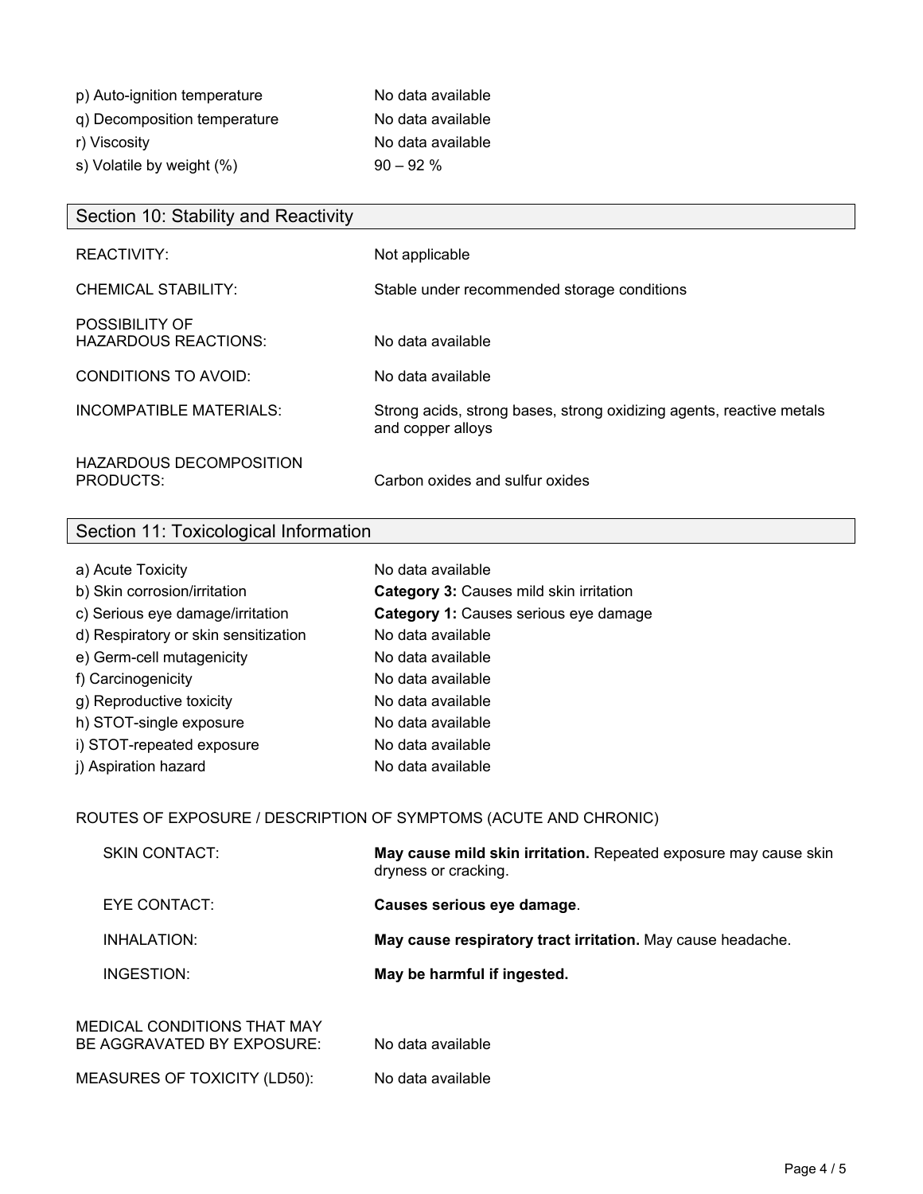| | |
|---|---|
| p) Auto-ignition temperature | No data available |
| q) Decomposition temperature | No data available |
| r) Viscosity | No data available |
| s) Volatile by weight (%) | 90 – 92 % |

## Section 10: Stability and Reactivity

| | |
|---|---|
| REACTIVITY: | Not applicable |
| CHEMICAL STABILITY: | Stable under recommended storage conditions |
| POSSIBILITY OF HAZARDOUS REACTIONS: | No data available |
| CONDITIONS TO AVOID: | No data available |
| INCOMPATIBLE MATERIALS: | Strong acids, strong bases, strong oxidizing agents, reactive metals and copper alloys |
| HAZARDOUS DECOMPOSITION PRODUCTS: | Carbon oxides and sulfur oxides |

## Section 11: Toxicological Information

| | |
|---|---|
| a) Acute Toxicity | No data available |
| b) Skin corrosion/irritation | **Category 3:** Causes mild skin irritation |
| c) Serious eye damage/irritation | **Category 1:** Causes serious eye damage |
| d) Respiratory or skin sensitization | No data available |
| e) Germ-cell mutagenicity | No data available |
| f) Carcinogenicity | No data available |
| g) Reproductive toxicity | No data available |
| h) STOT-single exposure | No data available |
| i) STOT-repeated exposure | No data available |
| j) Aspiration hazard | No data available |

ROUTES OF EXPOSURE / DESCRIPTION OF SYMPTOMS (ACUTE AND CHRONIC)

| | |
|---|---|
| SKIN CONTACT: | **May cause mild skin irritation.** Repeated exposure may cause skin dryness or cracking. |
| EYE CONTACT: | **Causes serious eye damage**. |
| INHALATION: | **May cause respiratory tract irritation.** May cause headache. |
| INGESTION: | **May be harmful if ingested.** |

| | |
|---|---|
| MEDICAL CONDITIONS THAT MAY BE AGGRAVATED BY EXPOSURE: | No data available |
| MEASURES OF TOXICITY (LD50): | No data available |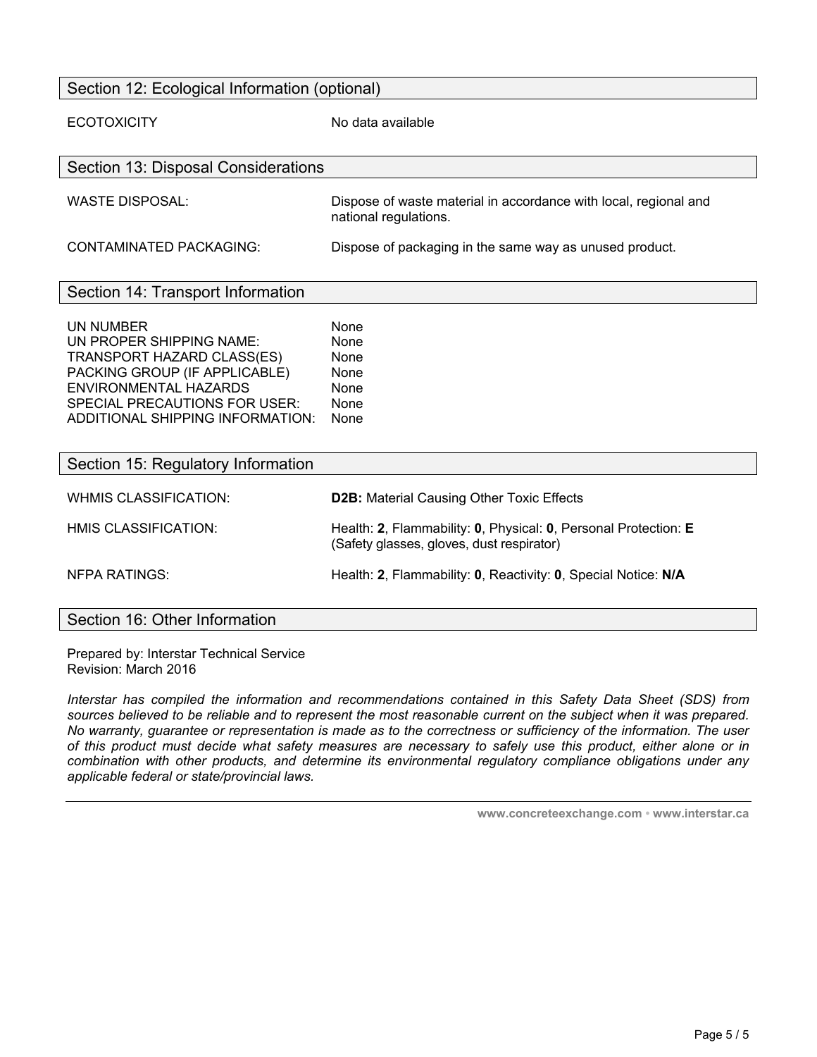## Section 12: Ecological Information (optional)

| | |
|---|---|
| ECOTOXICITY | No data available |

## Section 13: Disposal Considerations

| | |
|---|---|
| WASTE DISPOSAL: | Dispose of waste material in accordance with local, regional and national regulations. |
| CONTAMINATED PACKAGING: | Dispose of packaging in the same way as unused product. |

## Section 14: Transport Information

| | |
|---|---|
| UN NUMBER | None |
| UN PROPER SHIPPING NAME: | None |
| TRANSPORT HAZARD CLASS(ES) | None |
| PACKING GROUP (IF APPLICABLE) | None |
| ENVIRONMENTAL HAZARDS | None |
| SPECIAL PRECAUTIONS FOR USER: | None |
| ADDITIONAL SHIPPING INFORMATION: | None |

## Section 15: Regulatory Information

| | |
|---|---|
| WHMIS CLASSIFICATION: | **D2B:** Material Causing Other Toxic Effects |
| HMIS CLASSIFICATION: | Health: **2**, Flammability: **0**, Physical: **0**, Personal Protection: **E** (Safety glasses, gloves, dust respirator) |
| NFPA RATINGS: | Health: **2**, Flammability: **0**, Reactivity: **0**, Special Notice: **N/A** |

## Section 16: Other Information

Prepared by: Interstar Technical Service
Revision: March 2016

*Interstar has compiled the information and recommendations contained in this Safety Data Sheet (SDS) from sources believed to be reliable and to represent the most reasonable current on the subject when it was prepared. No warranty, guarantee or representation is made as to the correctness or sufficiency of the information. The user of this product must decide what safety measures are necessary to safely use this product, either alone or in combination with other products, and determine its environmental regulatory compliance obligations under any applicable federal or state/provincial laws.*

**www.concreteexchange.com • www.interstar.ca**